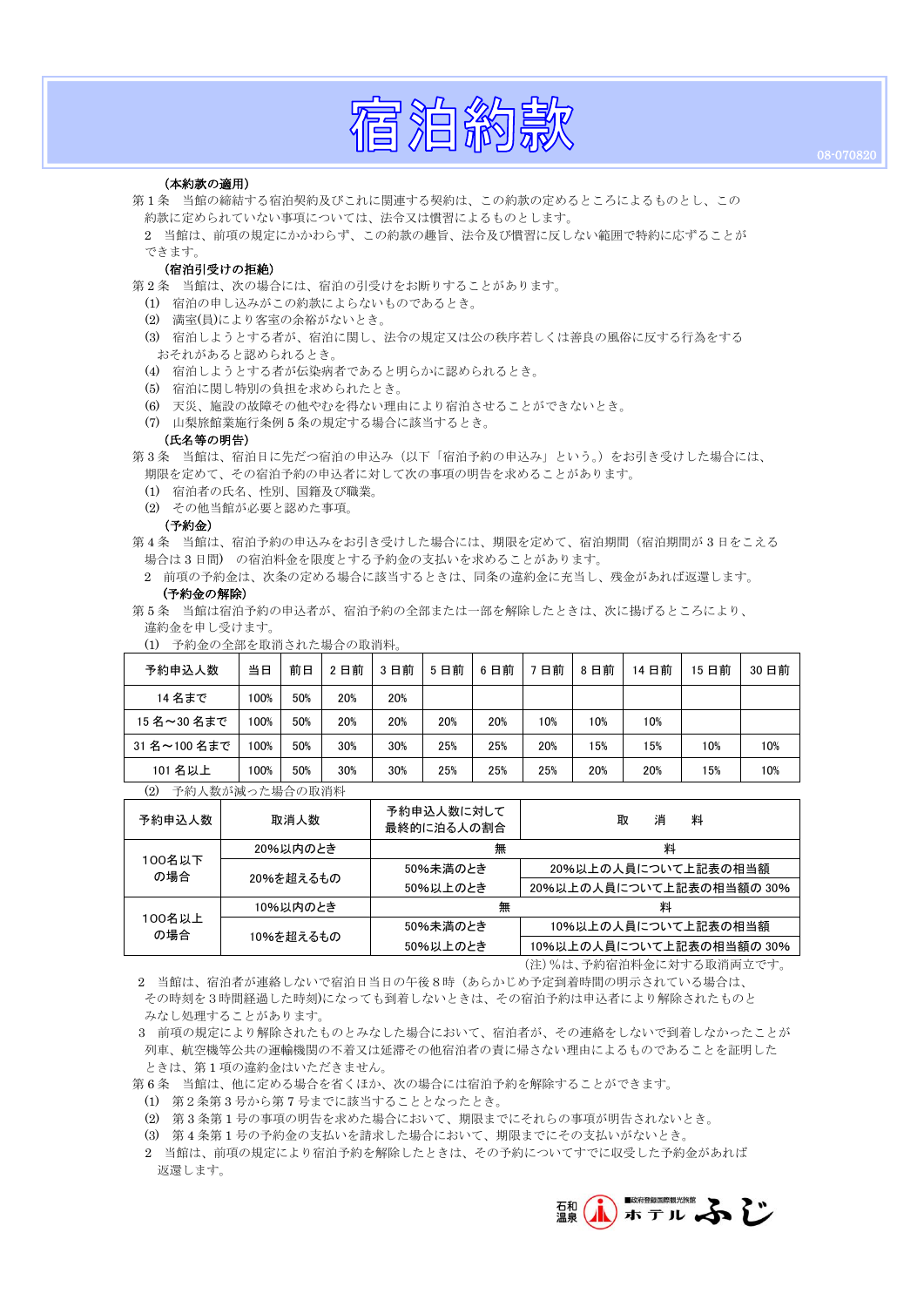# 宿泊約款

08-070820

**（本約款の適用）**

第１条　当館の締結する宿泊契約及びこれに関連する契約は、この約款の定めるところによるものとし、この約款に定められていない事項については、法令又は慣習によるものとします。

２　当館は、前項の規定にかかわらず、この約款の趣旨、法令及び慣習に反しない範囲で特約に応ずることができます。

**（宿泊引受けの拒絶）**

第２条　当館は、次の場合には、宿泊の引受けをお断りすることがあります。

(1)　宿泊の申し込みがこの約款によらないものであるとき。
(2)　満室(員)により客室の余裕がないとき。
(3)　宿泊しようとする者が、宿泊に関し、法令の規定又は公の秩序若しくは善良の風俗に反する行為をするおそれがあると認められるとき。
(4)　宿泊しようとする者が伝染病者であると明らかに認められるとき。
(5)　宿泊に関し特別の負担を求められたとき。
(6)　天災、施設の故障その他やむを得ない理由により宿泊させることができないとき。
(7)　山梨旅館業施行条例５条の規定する場合に該当するとき。

**（氏名等の明告）**

第３条　当館は、宿泊日に先だつ宿泊の申込み（以下「宿泊予約の申込み」という。）をお引き受けした場合には、期限を定めて、その宿泊予約の申込者に対して次の事項の明告を求めることがあります。

(1)　宿泊者の氏名、性別、国籍及び職業。
(2)　その他当館が必要と認めた事項。

**（予約金）**

第４条　当館は、宿泊予約の申込みをお引き受けした場合には、期限を定めて、宿泊期間（宿泊期間が３日をこえる場合は３日間）の宿泊料金を限度とする予約金の支払いを求めることがあります。

２　前項の予約金は、次条の定める場合に該当するときは、同条の違約金に充当し、残金があれば返還します。

**（予約金の解除）**

第５条　当館は宿泊予約の申込者が、宿泊予約の全部または一部を解除したときは、次に掲げるところにより、違約金を申し受けます。

(1)　予約金の全部を取消された場合の取消料。

| 予約申込人数 | 当日 | 前日 | 2日前 | 3日前 | 5日前 | 6日前 | 7日前 | 8日前 | 14日前 | 15日前 | 30日前 |
|---|---|---|---|---|---|---|---|---|---|---|---|
| 14名まで | 100% | 50% | 20% | 20% | | | | | | | |
| 15名～30名まで | 100% | 50% | 20% | 20% | 20% | 20% | 10% | 10% | 10% | | |
| 31名～100名まで | 100% | 50% | 30% | 30% | 25% | 25% | 20% | 15% | 15% | 10% | 10% |
| 101名以上 | 100% | 50% | 30% | 30% | 25% | 25% | 25% | 20% | 20% | 15% | 10% |

(2)　予約人数が減った場合の取消料

| 予約申込人数 | 取消人数 | 予約申込人数に対して最終的に泊る人の割合 | 取　消　料 |
|---|---|---|---|
| 100名以下の場合 | 20%以内のとき | 無 | 料 |
| | 20%を超えるもの | 50%未満のとき | 20%以上の人員について上記表の相当額 |
| | | 50%以上のとき | 20%以上の人員について上記表の相当額の 30% |
| 100名以上の場合 | 10%以内のとき | 無 | 料 |
| | 10%を超えるもの | 50%未満のとき | 10%以上の人員について上記表の相当額 |
| | | 50%以上のとき | 10%以上の人員について上記表の相当額の 30% |

(注)％は、予約宿泊料金に対する取消両立です。

２　当館は、宿泊者が連絡しないで宿泊日当日の午後８時（あらかじめ予定到着時間の明示されている場合は、その時刻を３時間経過した時刻)になっても到着しないときは、その宿泊予約は申込者により解除されたものとみなし処理することがあります。

３　前項の規定により解除されたものとみなした場合において、宿泊者が、その連絡をしないで到着しなかったことが列車、航空機等公共の運輸機関の不着又は延滞その他宿泊者の責に帰さない理由によるものであることを証明したときは、第１項の違約金はいただきません。

第６条　当館は、他に定める場合を省くほか、次の場合には宿泊予約を解除することができます。

(1)　第２条第３号から第７号までに該当することとなったとき。
(2)　第３条第１号の事項の明告を求めた場合において、期限までにそれらの事項が明告されないとき。
(3)　第４条第１号の予約金の支払いを請求した場合において、期限までにその支払いがないとき。

２　当館は、前項の規定により宿泊予約を解除したときは、その予約についてすでに収受した予約金があれば返還します。

石和温泉　政府登録国際観光旅館　ホテル ふじ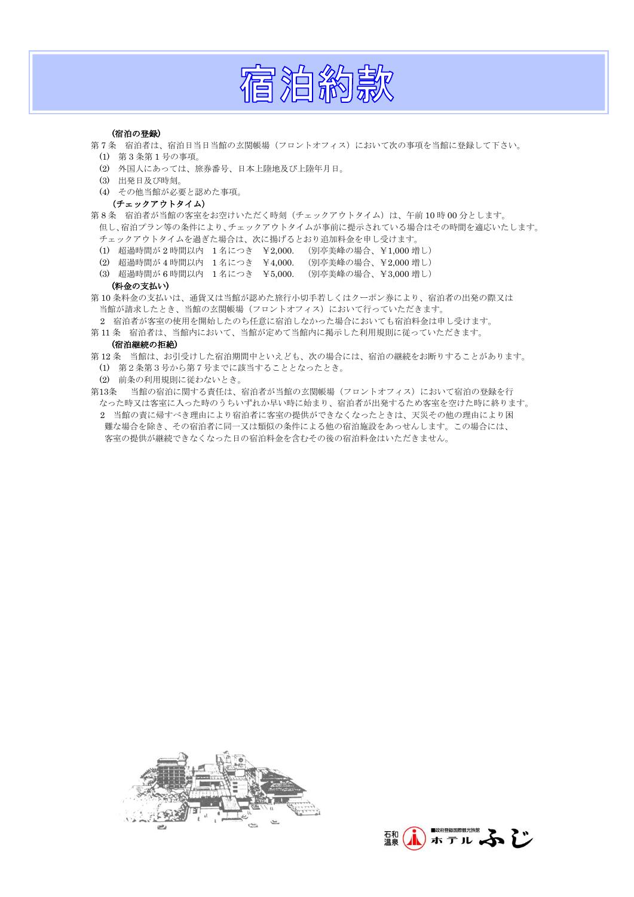# 宿泊約款

**（宿泊の登録）**

第７条　宿泊者は、宿泊日当日当館の玄関帳場（フロントオフィス）において次の事項を当館に登録して下さい。

⑴　第３条第１号の事項。

⑵　外国人にあっては、旅券番号、日本上陸地及び上陸年月日。

⑶　出発日及び時刻。

⑷　その他当館が必要と認めた事項。

**（チェックアウトタイム）**

第８条　宿泊者が当館の客室をお空けいただく時刻（チェックアウトタイム）は、午前 10 時 00 分とします。
但し、宿泊プラン等の条件により、チェックアウトタイムが事前に提示されている場合はその時間を適応いたします。
チェックアウトタイムを過ぎた場合は、次に揚げるとおり追加料金を申し受けます。

⑴　超過時間が２時間以内　１名につき　￥2,000.　（別亭美峰の場合、￥1,000 増し）

⑵　超過時間が４時間以内　１名につき　￥4,000.　（別亭美峰の場合、￥2,000 増し）

⑶　超過時間が６時間以内　１名につき　￥5,000.　（別亭美峰の場合、￥3,000 増し）

**（料金の支払い）**

第 10 条料金の支払いは、通貨又は当館が認めた旅行小切手若しくはクーポン券により、宿泊者の出発の際又は当館が請求したとき、当館の玄関帳場（フロントオフィス）において行っていただきます。

２　宿泊者が客室の使用を開始したのち任意に宿泊しなかった場合においても宿泊料金は申し受けます。

第 11 条　宿泊者は、当館内において、当館が定めて当館内に掲示した利用規則に従っていただきます。

**（宿泊継続の拒絶）**

第 12 条　当館は、お引受けした宿泊期間中といえども、次の場合には、宿泊の継続をお断りすることがあります。

⑴　第２条第３号から第７号までに該当することとなったとき。

⑵　前条の利用規則に従わないとき。

第13条　当館の宿泊に関する責任は、宿泊者が当館の玄関帳場（フロントオフィス）において宿泊の登録を行なった時又は客室に入った時のうちいずれか早い時に始まり、宿泊者が出発するため客室を空けた時に終ります。

２　当館の責に帰すべき理由により宿泊者に客室の提供ができなくなったときは、天災その他の理由により困難な場合を除き、その宿泊者に同一又は類似の条件による他の宿泊施設をあっせんします。この場合には、客室の提供が継続できなくなった日の宿泊料金を含むその後の宿泊料金はいただきません。

石和温泉　政府登録国際観光旅館　ホテル ふじ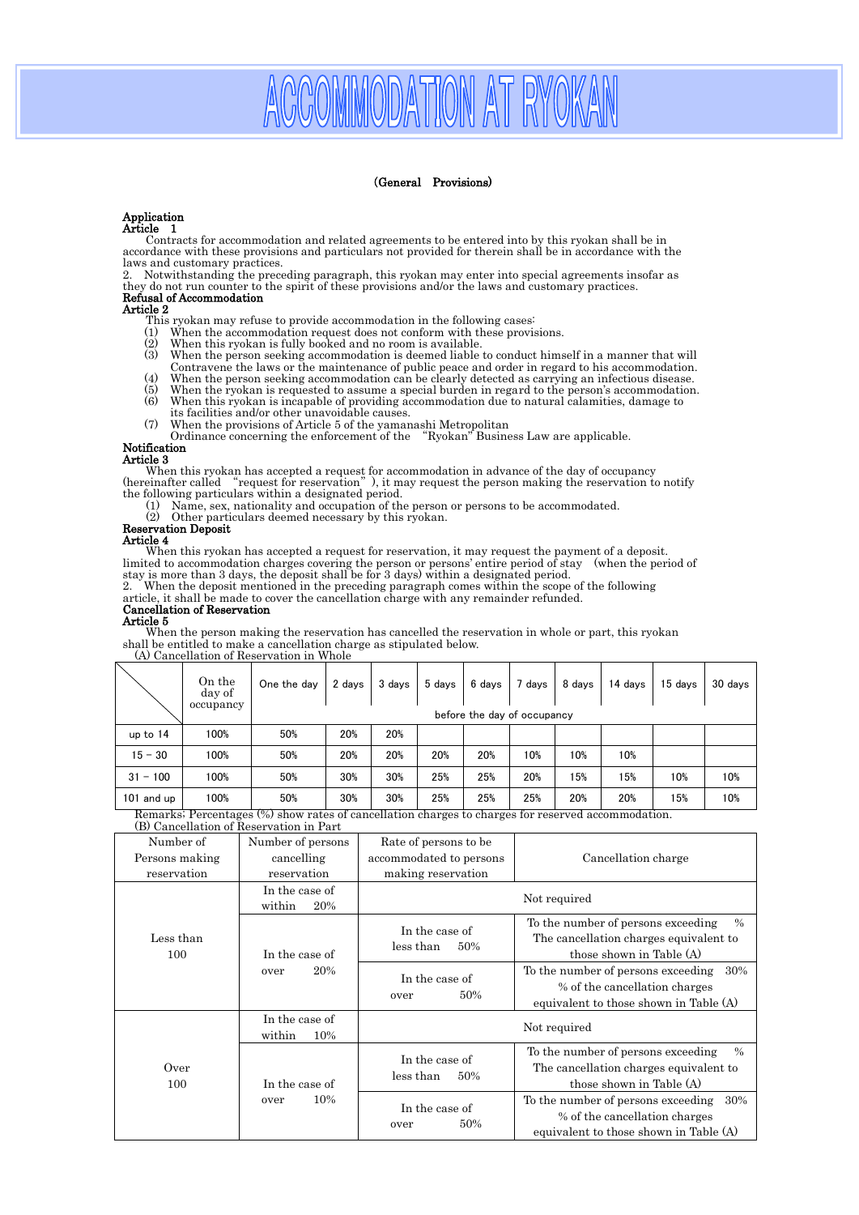# ACCOMMODATION AT RYOKAN

(General　Provisions)

**Application**
**Article　1**

Contracts for accommodation and related agreements to be entered into by this ryokan shall be in accordance with these provisions and particulars not provided for therein shall be in accordance with the laws and customary practices.

2.　Notwithstanding the preceding paragraph, this ryokan may enter into special agreements insofar as they do not run counter to the spirit of these provisions and/or the laws and customary practices.

**Refusal of Accommodation**
**Article 2**

This ryokan may refuse to provide accommodation in the following cases:

(1)　When the accommodation request does not conform with these provisions.
(2)　When this ryokan is fully booked and no room is available.
(3)　When the person seeking accommodation is deemed liable to conduct himself in a manner that will Contravene the laws or the maintenance of public peace and order in regard to his accommodation.
(4)　When the person seeking accommodation can be clearly detected as carrying an infectious disease.
(5)　When the ryokan is requested to assume a special burden in regard to the person's accommodation.
(6)　When this ryokan is incapable of providing accommodation due to natural calamities, damage to its facilities and/or other unavoidable causes.
(7)　When the provisions of Article 5 of the yamanashi Metropolitan Ordinance concerning the enforcement of the　"Ryokan" Business Law are applicable.

**Notification**
**Article 3**

When this ryokan has accepted a request for accommodation in advance of the day of occupancy (hereinafter called　"request for reservation"), it may request the person making the reservation to notify the following particulars within a designated period.

(1)　Name, sex, nationality and occupation of the person or persons to be accommodated.
(2)　Other particulars deemed necessary by this ryokan.

**Reservation Deposit**
**Article 4**

When this ryokan has accepted a request for reservation, it may request the payment of a deposit. limited to accommodation charges covering the person or persons' entire period of stay　(when the period of stay is more than 3 days, the deposit shall be for 3 days) within a designated period.

2.　When the deposit mentioned in the preceding paragraph comes within the scope of the following article, it shall be made to cover the cancellation charge with any remainder refunded.

**Cancellation of Reservation**
**Article 5**

When the person making the reservation has cancelled the reservation in whole or part, this ryokan shall be entitled to make a cancellation charge as stipulated below.

(A) Cancellation of Reservation in Whole

| | On the day of occupancy | One the day | 2 days | 3 days | 5 days | 6 days | 7 days | 8 days | 14 days | 15 days | 30 days |
|---|---|---|---|---|---|---|---|---|---|---|---|
| | | before the day of occupancy | | | | | | | | | |
| up to 14 | 100% | 50% | 20% | 20% | | | | | | | |
| 15 – 30 | 100% | 50% | 20% | 20% | 20% | 20% | 10% | 10% | 10% | | |
| 31 – 100 | 100% | 50% | 30% | 30% | 25% | 25% | 20% | 15% | 15% | 10% | 10% |
| 101 and up | 100% | 50% | 30% | 30% | 25% | 25% | 25% | 20% | 20% | 15% | 10% |

Remarks: Percentages (%) show rates of cancellation charges to charges for reserved accommodation.

(B) Cancellation of Reservation in Part

| Number of Persons making reservation | Number of persons cancelling reservation | Rate of persons to be accommodated to persons making reservation | Cancellation charge |
|---|---|---|---|
| Less than 100 | In the case of within 20% | | Not required |
| | In the case of over 20% | In the case of less than 50% | To the number of persons exceeding % The cancellation charges equivalent to those shown in Table (A) |
| | | In the case of over 50% | To the number of persons exceeding 30% % of the cancellation charges equivalent to those shown in Table (A) |
| Over 100 | In the case of within 10% | | Not required |
| | In the case of over 10% | In the case of less than 50% | To the number of persons exceeding % The cancellation charges equivalent to those shown in Table (A) |
| | | In the case of over 50% | To the number of persons exceeding 30% % of the cancellation charges equivalent to those shown in Table (A) |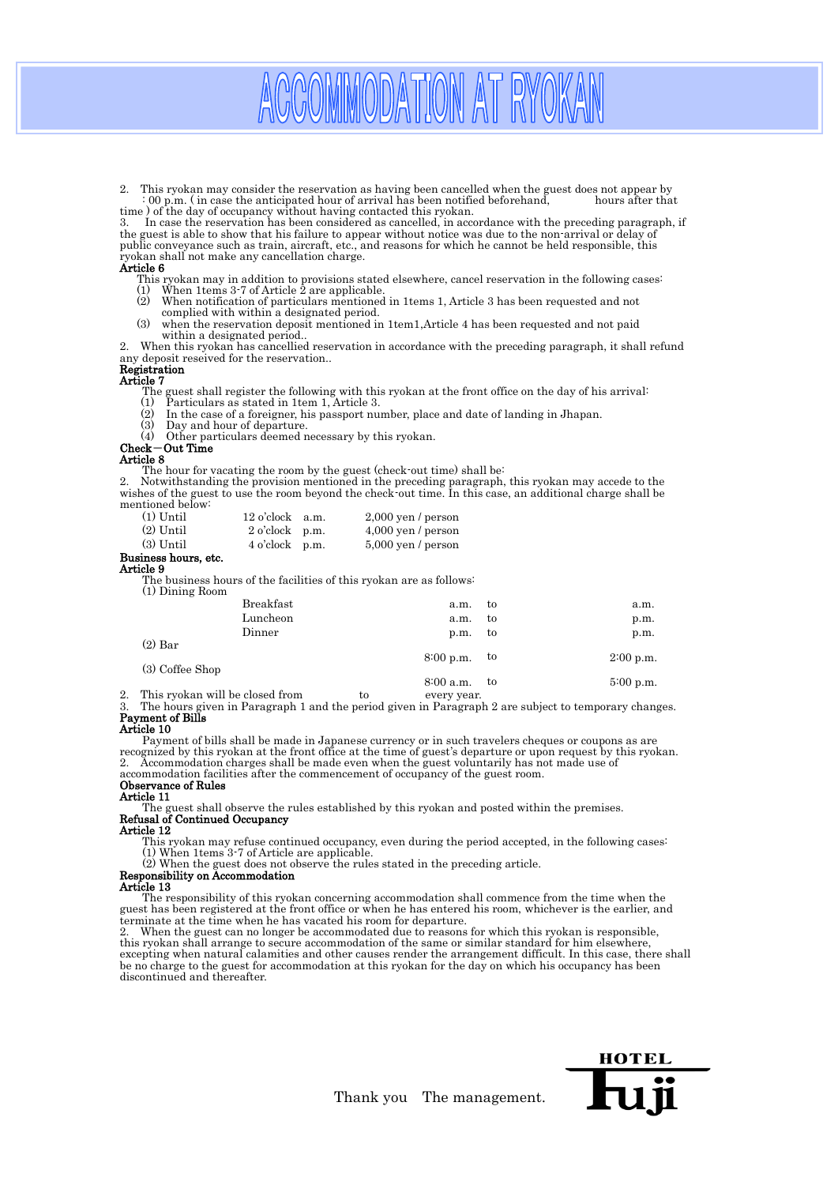# ACCOMMODATION AT RYOKAN

2. This ryokan may consider the reservation as having been cancelled when the guest does not appear by :00 p.m. ( in case the anticipated hour of arrival has been notified beforehand, hours after that time ) of the day of occupancy without having contacted this ryokan.

3. In case the reservation has been considered as cancelled, in accordance with the preceding paragraph, if the guest is able to show that his failure to appear without notice was due to the non-arrival or delay of public conveyance such as train, aircraft, etc., and reasons for which he cannot be held responsible, this ryokan shall not make any cancellation charge.

**Article 6**

This ryokan may in addition to provisions stated elsewhere, cancel reservation in the following cases:

(1) When 1tems 3-7 of Article 2 are applicable.

(2) When notification of particulars mentioned in 1tems 1, Article 3 has been requested and not complied with within a designated period.

(3) when the reservation deposit mentioned in 1tem1,Article 4 has been requested and not paid within a designated period..

2. When this ryokan has cancellied reservation in accordance with the preceding paragraph, it shall refund any deposit reseived for the reservation..

**Registration**

**Article 7**

The guest shall register the following with this ryokan at the front office on the day of his arrival:

(1) Particulars as stated in 1tem 1, Article 3.

(2) In the case of a foreigner, his passport number, place and date of landing in Jhapan.

(3) Day and hour of departure.

(4) Other particulars deemed necessary by this ryokan.

**Check－Out Time**

**Article 8**

The hour for vacating the room by the guest (check-out time) shall be:

2. Notwithstanding the provision mentioned in the preceding paragraph, this ryokan may accede to the wishes of the guest to use the room beyond the check-out time. In this case, an additional charge shall be mentioned below:

| | | |
|---|---|---|
| (1) Until | 12 o'clock a.m. | 2,000 yen / person |
| (2) Until | 2 o'clock p.m. | 4,000 yen / person |
| (3) Until | 4 o'clock p.m. | 5,000 yen / person |

**Business hours, etc.**

**Article 9**

The business hours of the facilities of this ryokan are as follows:

(1) Dining Room

| | | | |
|---|---|---|---|
| Breakfast | a.m. | to | a.m. |
| Luncheon | a.m. | to | p.m. |
| Dinner | p.m. | to | p.m. |

(2) Bar

| | | |
|---|---|---|
| 8:00 p.m. | to | 2:00 p.m. |

(3) Coffee Shop

| | | |
|---|---|---|
| 8:00 a.m. | to | 5:00 p.m. |

2. This ryokan will be closed from to every year.

3. The hours given in Paragraph 1 and the period given in Paragraph 2 are subject to temporary changes.

**Payment of Bills**

**Article 10**

Payment of bills shall be made in Japanese currency or in such travelers cheques or coupons as are recognized by this ryokan at the front office at the time of guest's departure or upon request by this ryokan.

2. Accommodation charges shall be made even when the guest voluntarily has not made use of accommodation facilities after the commencement of occupancy of the guest room.

**Observance of Rules**

**Article 11**

The guest shall observe the rules established by this ryokan and posted within the premises.

**Refusal of Continued Occupancy**

**Article 12**

This ryokan may refuse continued occupancy, even during the period accepted, in the following cases:

(1) When 1tems 3-7 of Article are applicable.

(2) When the guest does not observe the rules stated in the preceding article.

**Responsibility on Accommodation**

**Article 13**

The responsibility of this ryokan concerning accommodation shall commence from the time when the guest has been registered at the front office or when he has entered his room, whichever is the earlier, and terminate at the time when he has vacated his room for departure.

2. When the guest can no longer be accommodated due to reasons for which this ryokan is responsible, this ryokan shall arrange to secure accommodation of the same or similar standard for him elsewhere, excepting when natural calamities and other causes render the arrangement difficult. In this case, there shall be no charge to the guest for accommodation at this ryokan for the day on which his occupancy has been discontinued and thereafter.

Thank you The management.

HOTEL
Fuji